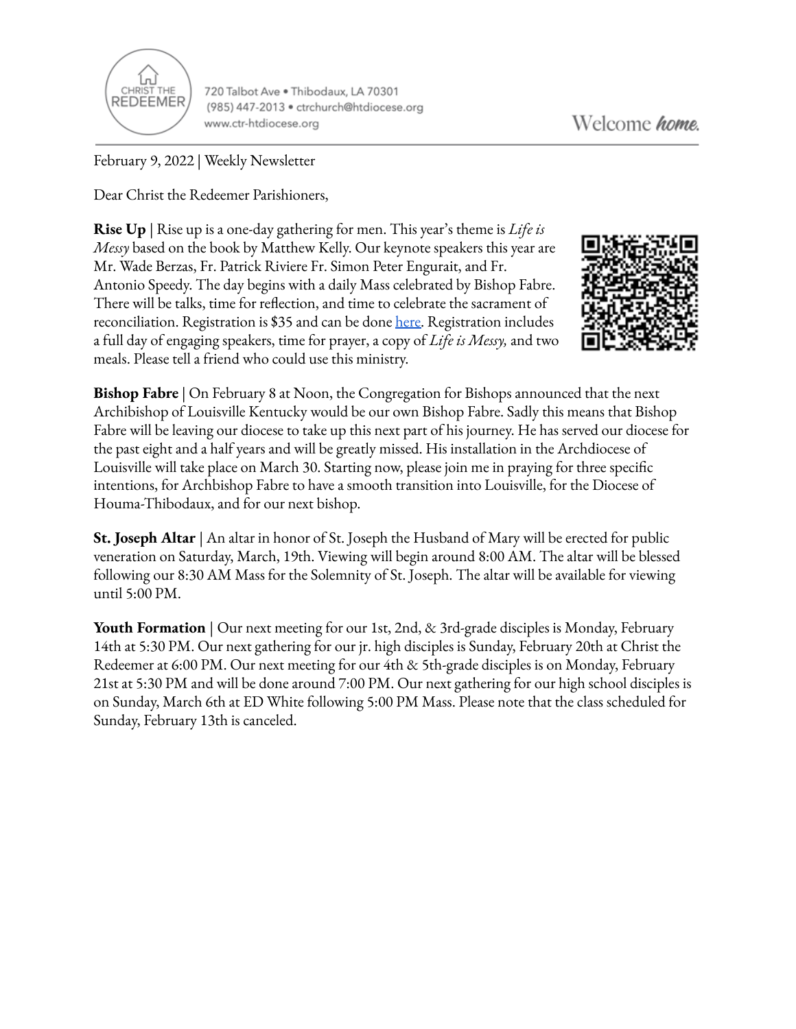CHRIST THE REDEEMER

720 Talbot Ave • Thibodaux, LA 70301
(985) 447-2013 • ctrchurch@htdiocese.org
www.ctr-htdiocese.org

Welcome *home.*

February 9, 2022 | Weekly Newsletter

Dear Christ the Redeemer Parishioners,

**Rise Up** | Rise up is a one-day gathering for men. This year's theme is *Life is Messy* based on the book by Matthew Kelly. Our keynote speakers this year are Mr. Wade Berzas, Fr. Patrick Riviere Fr. Simon Peter Engurait, and Fr. Antonio Speedy. The day begins with a daily Mass celebrated by Bishop Fabre. There will be talks, time for reflection, and time to celebrate the sacrament of reconciliation. Registration is $35 and can be done here. Registration includes a full day of engaging speakers, time for prayer, a copy of *Life is Messy,* and two meals. Please tell a friend who could use this ministry.

**Bishop Fabre** | On February 8 at Noon, the Congregation for Bishops announced that the next Archibishop of Louisville Kentucky would be our own Bishop Fabre. Sadly this means that Bishop Fabre will be leaving our diocese to take up this next part of his journey. He has served our diocese for the past eight and a half years and will be greatly missed. His installation in the Archdiocese of Louisville will take place on March 30. Starting now, please join me in praying for three specific intentions, for Archbishop Fabre to have a smooth transition into Louisville, for the Diocese of Houma-Thibodaux, and for our next bishop.

**St. Joseph Altar** | An altar in honor of St. Joseph the Husband of Mary will be erected for public veneration on Saturday, March, 19th. Viewing will begin around 8:00 AM. The altar will be blessed following our 8:30 AM Mass for the Solemnity of St. Joseph. The altar will be available for viewing until 5:00 PM.

**Youth Formation** | Our next meeting for our 1st, 2nd, & 3rd-grade disciples is Monday, February 14th at 5:30 PM. Our next gathering for our jr. high disciples is Sunday, February 20th at Christ the Redeemer at 6:00 PM. Our next meeting for our 4th & 5th-grade disciples is on Monday, February 21st at 5:30 PM and will be done around 7:00 PM. Our next gathering for our high school disciples is on Sunday, March 6th at ED White following 5:00 PM Mass. Please note that the class scheduled for Sunday, February 13th is canceled.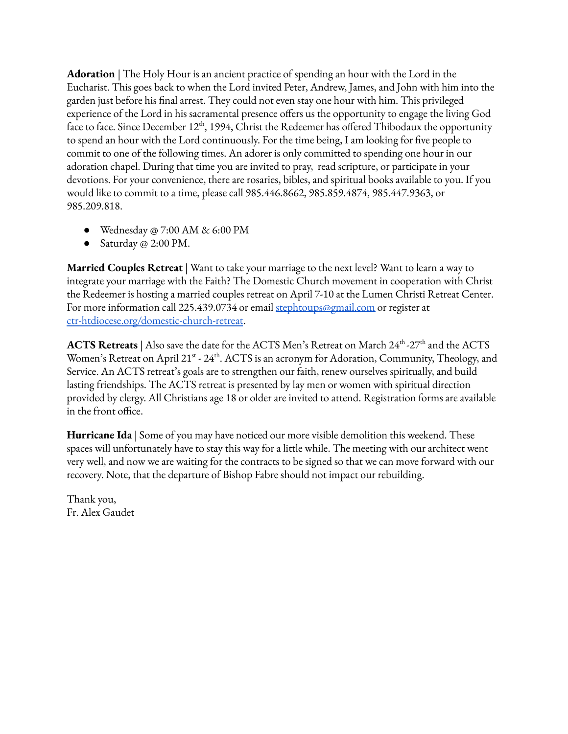**Adoration** | The Holy Hour is an ancient practice of spending an hour with the Lord in the Eucharist. This goes back to when the Lord invited Peter, Andrew, James, and John with him into the garden just before his final arrest. They could not even stay one hour with him. This privileged experience of the Lord in his sacramental presence offers us the opportunity to engage the living God face to face. Since December 12th, 1994, Christ the Redeemer has offered Thibodaux the opportunity to spend an hour with the Lord continuously. For the time being, I am looking for five people to commit to one of the following times. An adorer is only committed to spending one hour in our adoration chapel. During that time you are invited to pray, read scripture, or participate in your devotions. For your convenience, there are rosaries, bibles, and spiritual books available to you. If you would like to commit to a time, please call 985.446.8662, 985.859.4874, 985.447.9363, or 985.209.818.

- Wednesday @ 7:00 AM & 6:00 PM
- Saturday @ 2:00 PM.

**Married Couples Retreat** | Want to take your marriage to the next level? Want to learn a way to integrate your marriage with the Faith? The Domestic Church movement in cooperation with Christ the Redeemer is hosting a married couples retreat on April 7-10 at the Lumen Christi Retreat Center. For more information call 225.439.0734 or email stephtoups@gmail.com or register at ctr-htdiocese.org/domestic-church-retreat.

**ACTS Retreats** | Also save the date for the ACTS Men's Retreat on March 24th-27th and the ACTS Women's Retreat on April 21st - 24th. ACTS is an acronym for Adoration, Community, Theology, and Service. An ACTS retreat's goals are to strengthen our faith, renew ourselves spiritually, and build lasting friendships. The ACTS retreat is presented by lay men or women with spiritual direction provided by clergy. All Christians age 18 or older are invited to attend. Registration forms are available in the front office.

**Hurricane Ida** | Some of you may have noticed our more visible demolition this weekend. These spaces will unfortunately have to stay this way for a little while. The meeting with our architect went very well, and now we are waiting for the contracts to be signed so that we can move forward with our recovery. Note, that the departure of Bishop Fabre should not impact our rebuilding.

Thank you,
Fr. Alex Gaudet